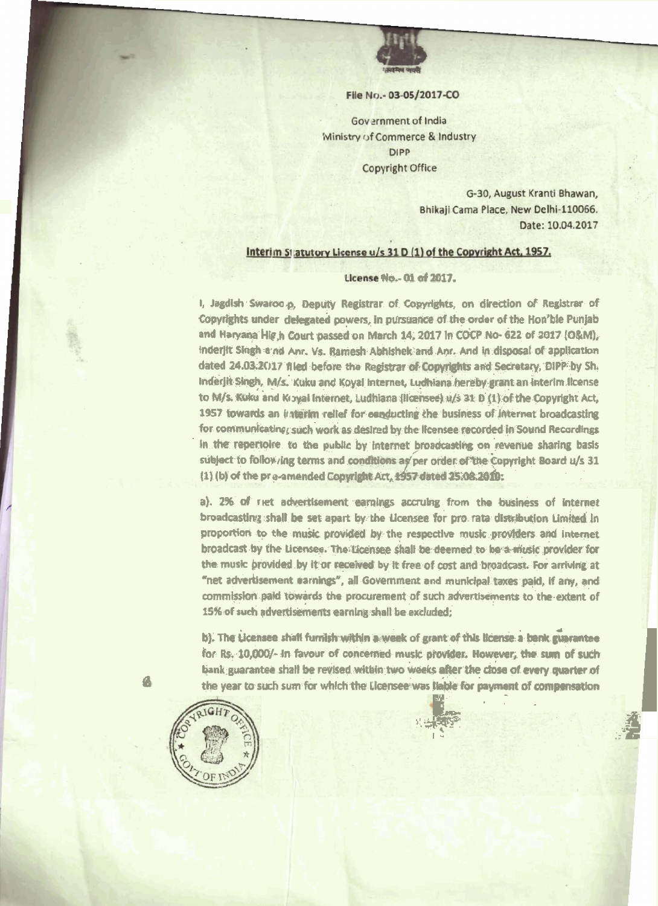File No.- 03-05/2017-CO

Government of India
Ministry of Commerce & Industry
DIPP
Copyright Office

G-30, August Kranti Bhawan,
Bhikaji Cama Place, New Delhi-110066.
Date: 10.04.2017

**Interim Statutory License u/s 31 D (1) of the Copyright Act, 1957.**

**License No.- 01 of 2017.**

I, Jagdish Swaroop, Deputy Registrar of Copyrights, on direction of Registrar of Copyrights under delegated powers, in pursuance of the order of the Hon'ble Punjab and Haryana High Court passed on March 14, 2017 in COCP No- 622 of 2017 (O&M), Inderjit Singh and Anr. Vs. Ramesh Abhishek and Anr. And in disposal of application dated 24.03.2017 filed before the Registrar of Copyrights and Secretary, DIPP by Sh. Inderjit Singh, M/s. Kuku and Koyal Internet, Ludhiana hereby grant an interim license to M/s. Kuku and Koyal Internet, Ludhiana (licensee) u/s 31 D (1) of the Copyright Act, 1957 towards an interim relief for conducting the business of internet broadcasting for communicating such work as desired by the licensee recorded in Sound Recordings in the repertoire to the public by internet broadcasting on revenue sharing basis subject to following terms and conditions as per order of the Copyright Board u/s 31 (1) (b) of the pre-amended Copyright Act, 1957 dated 25.08.2010:

a). 2% of net advertisement earnings accruing from the business of internet broadcasting shall be set apart by the Licensee for pro rata distribution Limited in proportion to the music provided by the respective music providers and internet broadcast by the Licensee. The Licensee shall be deemed to be a music provider for the music provided by it or received by it free of cost and broadcast. For arriving at "net advertisement earnings", all Government and municipal taxes paid, if any, and commission paid towards the procurement of such advertisements to the extent of 15% of such advertisements earning shall be excluded;

b). The Licensee shall furnish within a week of grant of this license a bank guarantee for Rs. 10,000/- in favour of concerned music provider. However, the sum of such bank guarantee shall be revised within two weeks after the close of every quarter of the year to such sum for which the Licensee was liable for payment of compensation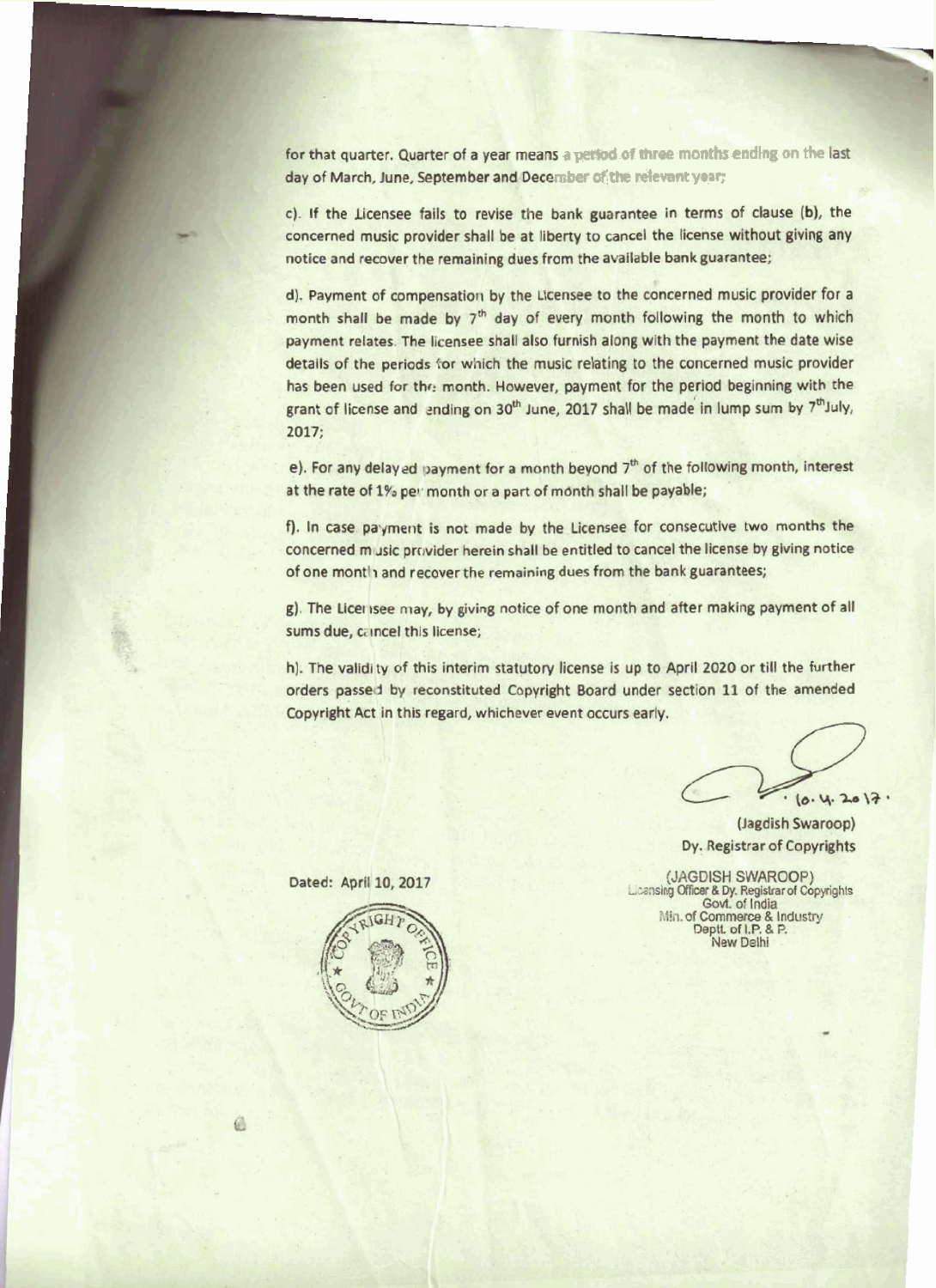for that quarter. Quarter of a year means a period of three months ending on the last day of March, June, September and December of the relevant year;

c). If the Licensee fails to revise the bank guarantee in terms of clause (b), the concerned music provider shall be at liberty to cancel the license without giving any notice and recover the remaining dues from the available bank guarantee;

d). Payment of compensation by the Licensee to the concerned music provider for a month shall be made by 7th day of every month following the month to which payment relates. The licensee shall also furnish along with the payment the date wise details of the periods for which the music relating to the concerned music provider has been used for the month. However, payment for the period beginning with the grant of license and ending on 30th June, 2017 shall be made in lump sum by 7th July, 2017;

e). For any delayed payment for a month beyond 7th of the following month, interest at the rate of 1% per month or a part of month shall be payable;

f). In case payment is not made by the Licensee for consecutive two months the concerned music provider herein shall be entitled to cancel the license by giving notice of one month and recover the remaining dues from the bank guarantees;

g). The Licensee may, by giving notice of one month and after making payment of all sums due, cancel this license;

h). The validity of this interim statutory license is up to April 2020 or till the further orders passed by reconstituted Copyright Board under section 11 of the amended Copyright Act in this regard, whichever event occurs early.

10.4.2017.

(Jagdish Swaroop)
Dy. Registrar of Copyrights

Dated: April 10, 2017

(JAGDISH SWAROOP)
Licensing Officer & Dy. Registrar of Copyrights
Govt. of India
Min. of Commerce & Industry
Deptt. of I.P. & P.
New Delhi

COPYRIGHT OFFICE
GOVT OF INDIA